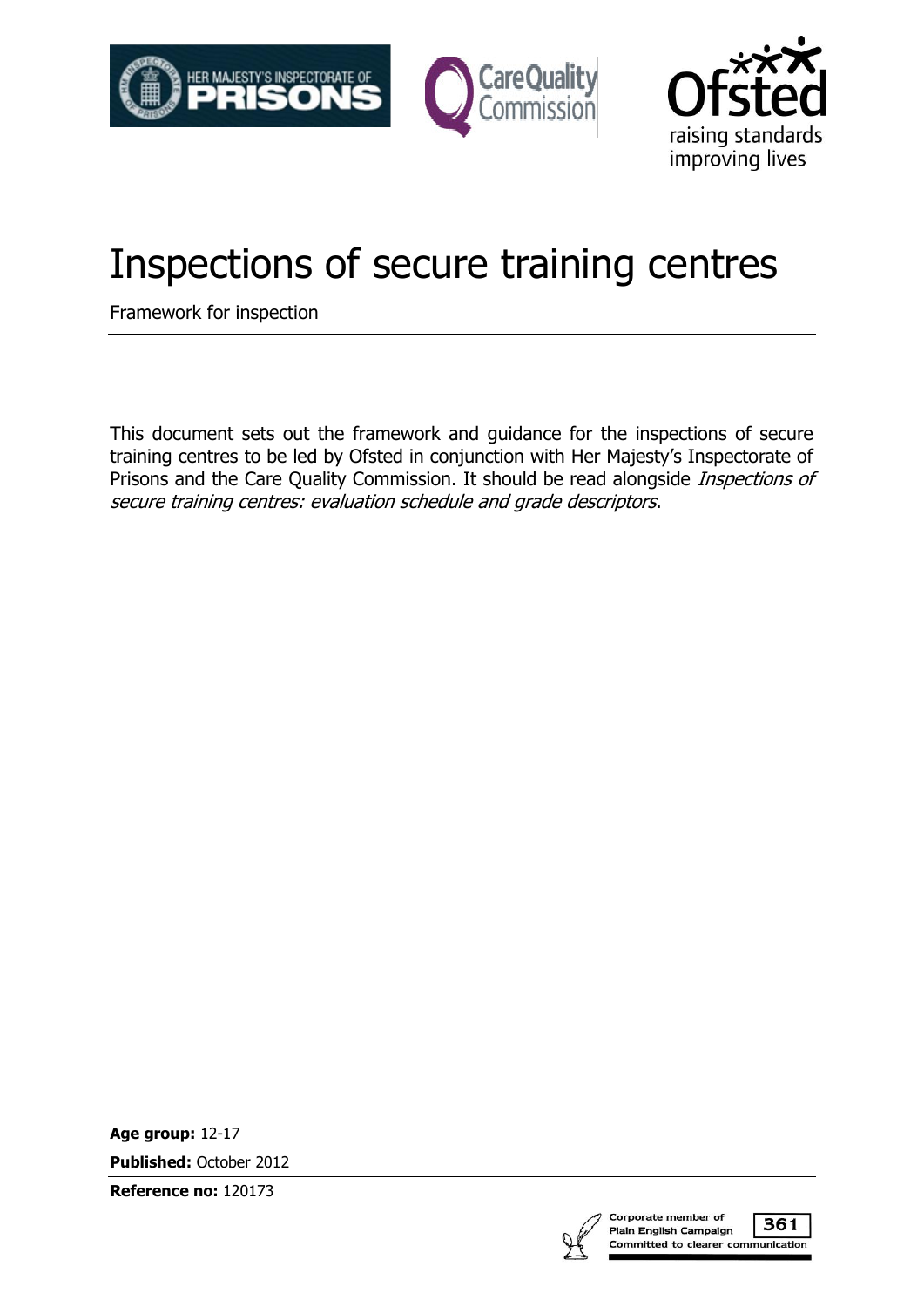# Inspections of secure training centres

Framework for inspection

---

This document sets out the framework and guidance for the inspections of secure training centres to be led by Ofsted in conjunction with Her Majesty's Inspectorate of Prisons and the Care Quality Commission. It should be read alongside *Inspections of secure training centres: evaluation schedule and grade descriptors*.

**Age group:** 12-17

**Published:** October 2012

**Reference no:** 120173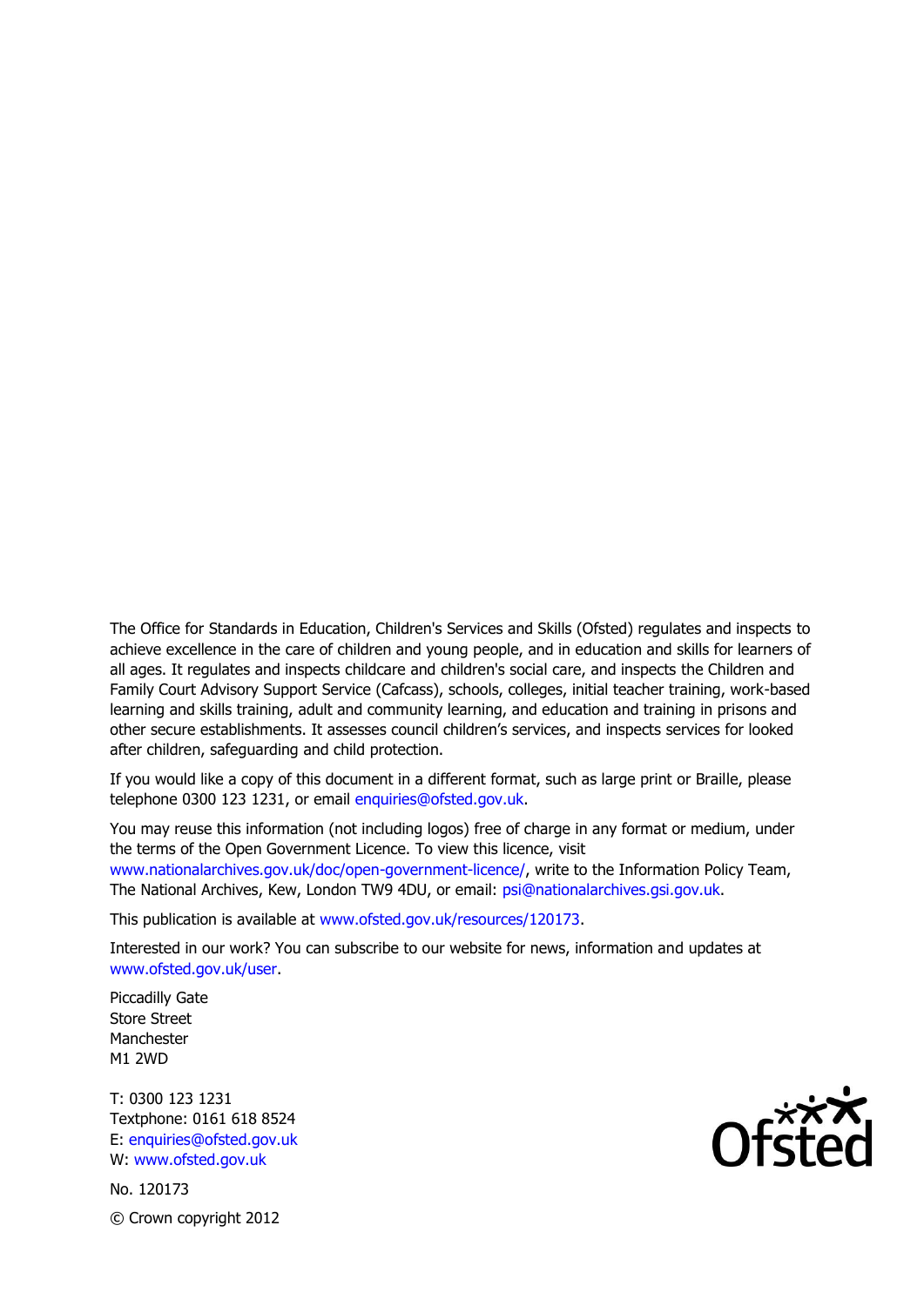The Office for Standards in Education, Children's Services and Skills (Ofsted) regulates and inspects to achieve excellence in the care of children and young people, and in education and skills for learners of all ages. It regulates and inspects childcare and children's social care, and inspects the Children and Family Court Advisory Support Service (Cafcass), schools, colleges, initial teacher training, work-based learning and skills training, adult and community learning, and education and training in prisons and other secure establishments. It assesses council children's services, and inspects services for looked after children, safeguarding and child protection.

If you would like a copy of this document in a different format, such as large print or Braille, please telephone 0300 123 1231, or email enquiries@ofsted.gov.uk.

You may reuse this information (not including logos) free of charge in any format or medium, under the terms of the Open Government Licence. To view this licence, visit www.nationalarchives.gov.uk/doc/open-government-licence/, write to the Information Policy Team, The National Archives, Kew, London TW9 4DU, or email: psi@nationalarchives.gsi.gov.uk.

This publication is available at www.ofsted.gov.uk/resources/120173.

Interested in our work? You can subscribe to our website for news, information and updates at www.ofsted.gov.uk/user.

Piccadilly Gate
Store Street
Manchester
M1 2WD

T: 0300 123 1231
Textphone: 0161 618 8524
E: enquiries@ofsted.gov.uk
W: www.ofsted.gov.uk

No. 120173

© Crown copyright 2012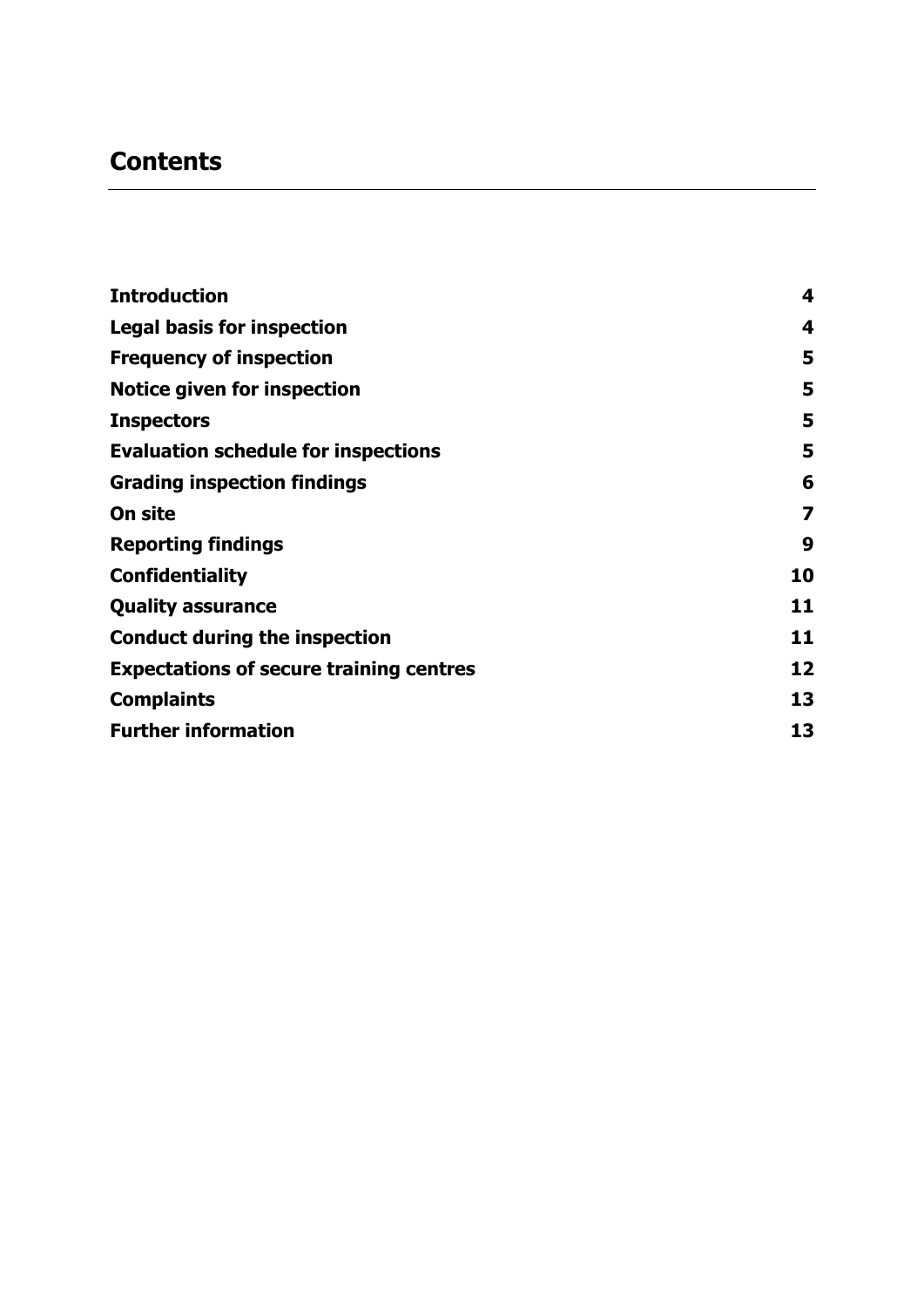## Contents

| | |
|---|---|
| **Introduction** | **4** |
| **Legal basis for inspection** | **4** |
| **Frequency of inspection** | **5** |
| **Notice given for inspection** | **5** |
| **Inspectors** | **5** |
| **Evaluation schedule for inspections** | **5** |
| **Grading inspection findings** | **6** |
| **On site** | **7** |
| **Reporting findings** | **9** |
| **Confidentiality** | **10** |
| **Quality assurance** | **11** |
| **Conduct during the inspection** | **11** |
| **Expectations of secure training centres** | **12** |
| **Complaints** | **13** |
| **Further information** | **13** |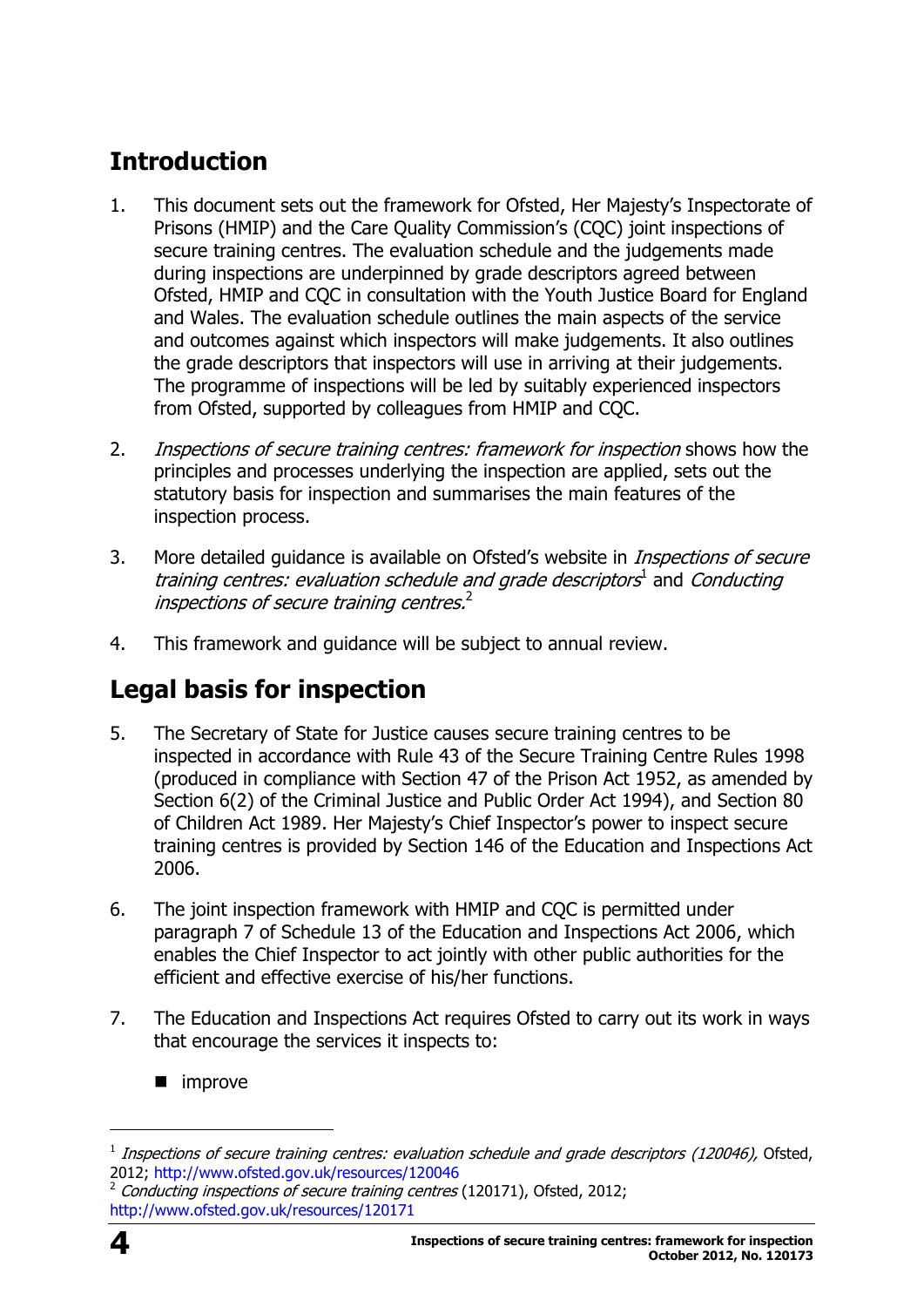## Introduction

1. This document sets out the framework for Ofsted, Her Majesty's Inspectorate of Prisons (HMIP) and the Care Quality Commission's (CQC) joint inspections of secure training centres. The evaluation schedule and the judgements made during inspections are underpinned by grade descriptors agreed between Ofsted, HMIP and CQC in consultation with the Youth Justice Board for England and Wales. The evaluation schedule outlines the main aspects of the service and outcomes against which inspectors will make judgements. It also outlines the grade descriptors that inspectors will use in arriving at their judgements. The programme of inspections will be led by suitably experienced inspectors from Ofsted, supported by colleagues from HMIP and CQC.

2. *Inspections of secure training centres: framework for inspection* shows how the principles and processes underlying the inspection are applied, sets out the statutory basis for inspection and summarises the main features of the inspection process.

3. More detailed guidance is available on Ofsted's website in *Inspections of secure training centres: evaluation schedule and grade descriptors*[1] and *Conducting inspections of secure training centres*.[2]

4. This framework and guidance will be subject to annual review.

## Legal basis for inspection

5. The Secretary of State for Justice causes secure training centres to be inspected in accordance with Rule 43 of the Secure Training Centre Rules 1998 (produced in compliance with Section 47 of the Prison Act 1952, as amended by Section 6(2) of the Criminal Justice and Public Order Act 1994), and Section 80 of Children Act 1989. Her Majesty's Chief Inspector's power to inspect secure training centres is provided by Section 146 of the Education and Inspections Act 2006.

6. The joint inspection framework with HMIP and CQC is permitted under paragraph 7 of Schedule 13 of the Education and Inspections Act 2006, which enables the Chief Inspector to act jointly with other public authorities for the efficient and effective exercise of his/her functions.

7. The Education and Inspections Act requires Ofsted to carry out its work in ways that encourage the services it inspects to:

   - improve

---

[1] *Inspections of secure training centres: evaluation schedule and grade descriptors (120046),* Ofsted, 2012; http://www.ofsted.gov.uk/resources/120046

[2] *Conducting inspections of secure training centres* (120171), Ofsted, 2012; http://www.ofsted.gov.uk/resources/120171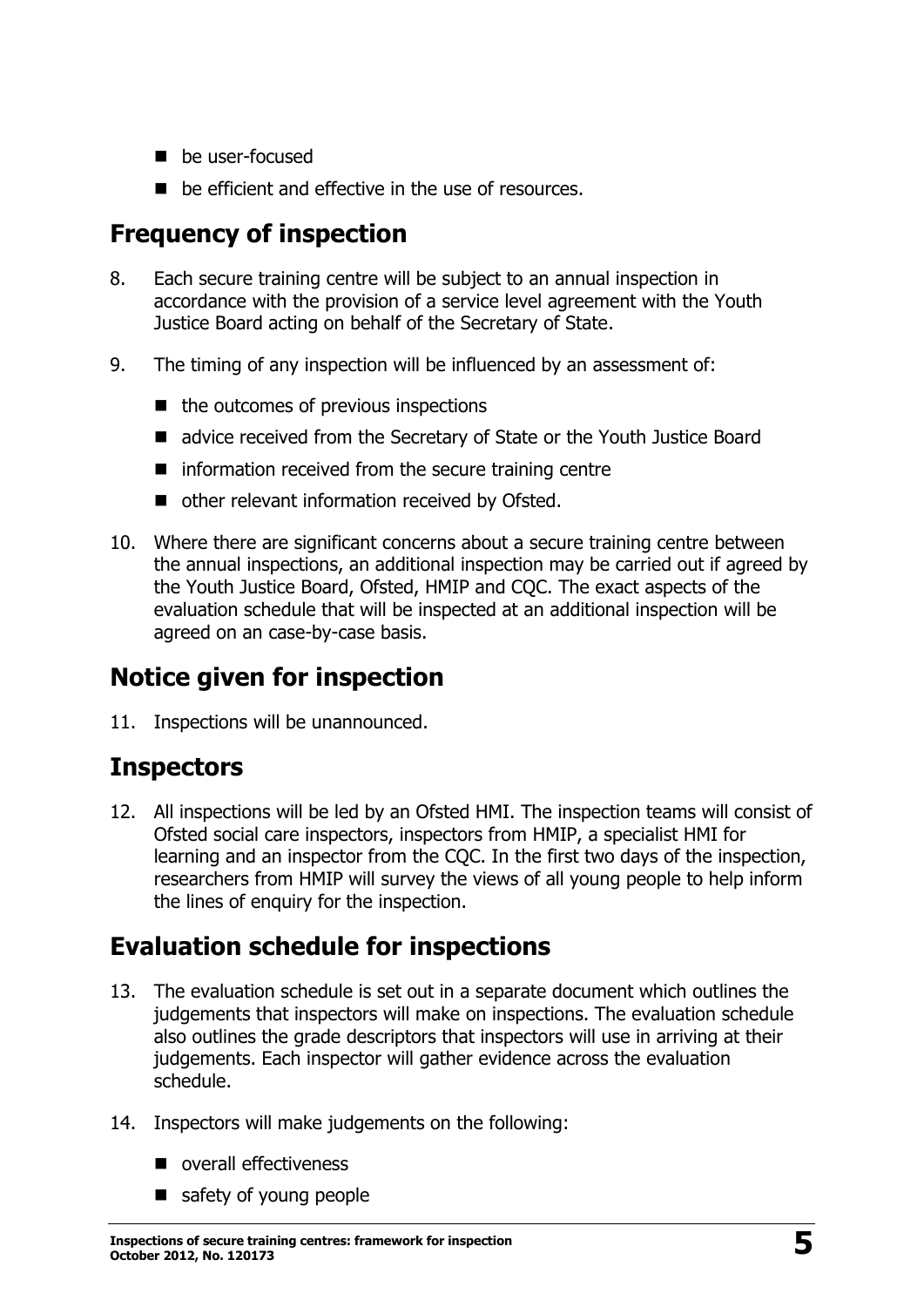- be user-focused
- be efficient and effective in the use of resources.

## Frequency of inspection

8. Each secure training centre will be subject to an annual inspection in accordance with the provision of a service level agreement with the Youth Justice Board acting on behalf of the Secretary of State.

9. The timing of any inspection will be influenced by an assessment of:
   - the outcomes of previous inspections
   - advice received from the Secretary of State or the Youth Justice Board
   - information received from the secure training centre
   - other relevant information received by Ofsted.

10. Where there are significant concerns about a secure training centre between the annual inspections, an additional inspection may be carried out if agreed by the Youth Justice Board, Ofsted, HMIP and CQC. The exact aspects of the evaluation schedule that will be inspected at an additional inspection will be agreed on an case-by-case basis.

## Notice given for inspection

11. Inspections will be unannounced.

## Inspectors

12. All inspections will be led by an Ofsted HMI. The inspection teams will consist of Ofsted social care inspectors, inspectors from HMIP, a specialist HMI for learning and an inspector from the CQC. In the first two days of the inspection, researchers from HMIP will survey the views of all young people to help inform the lines of enquiry for the inspection.

## Evaluation schedule for inspections

13. The evaluation schedule is set out in a separate document which outlines the judgements that inspectors will make on inspections. The evaluation schedule also outlines the grade descriptors that inspectors will use in arriving at their judgements. Each inspector will gather evidence across the evaluation schedule.

14. Inspectors will make judgements on the following:
   - overall effectiveness
   - safety of young people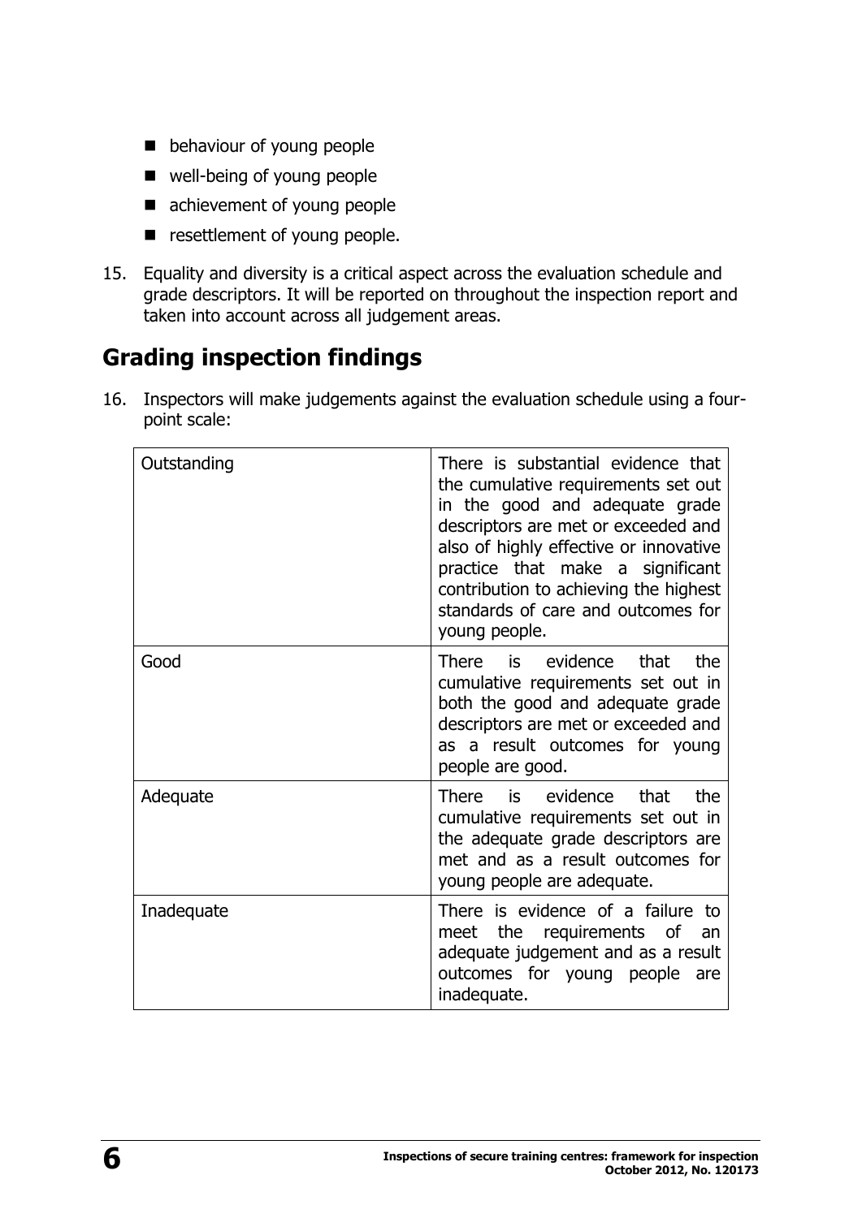- behaviour of young people
- well-being of young people
- achievement of young people
- resettlement of young people.

15. Equality and diversity is a critical aspect across the evaluation schedule and grade descriptors. It will be reported on throughout the inspection report and taken into account across all judgement areas.

## Grading inspection findings

16. Inspectors will make judgements against the evaluation schedule using a four-point scale:

| | |
|---|---|
| Outstanding | There is substantial evidence that the cumulative requirements set out in the good and adequate grade descriptors are met or exceeded and also of highly effective or innovative practice that make a significant contribution to achieving the highest standards of care and outcomes for young people. |
| Good | There is evidence that the cumulative requirements set out in both the good and adequate grade descriptors are met or exceeded and as a result outcomes for young people are good. |
| Adequate | There is evidence that the cumulative requirements set out in the adequate grade descriptors are met and as a result outcomes for young people are adequate. |
| Inadequate | There is evidence of a failure to meet the requirements of an adequate judgement and as a result outcomes for young people are inadequate. |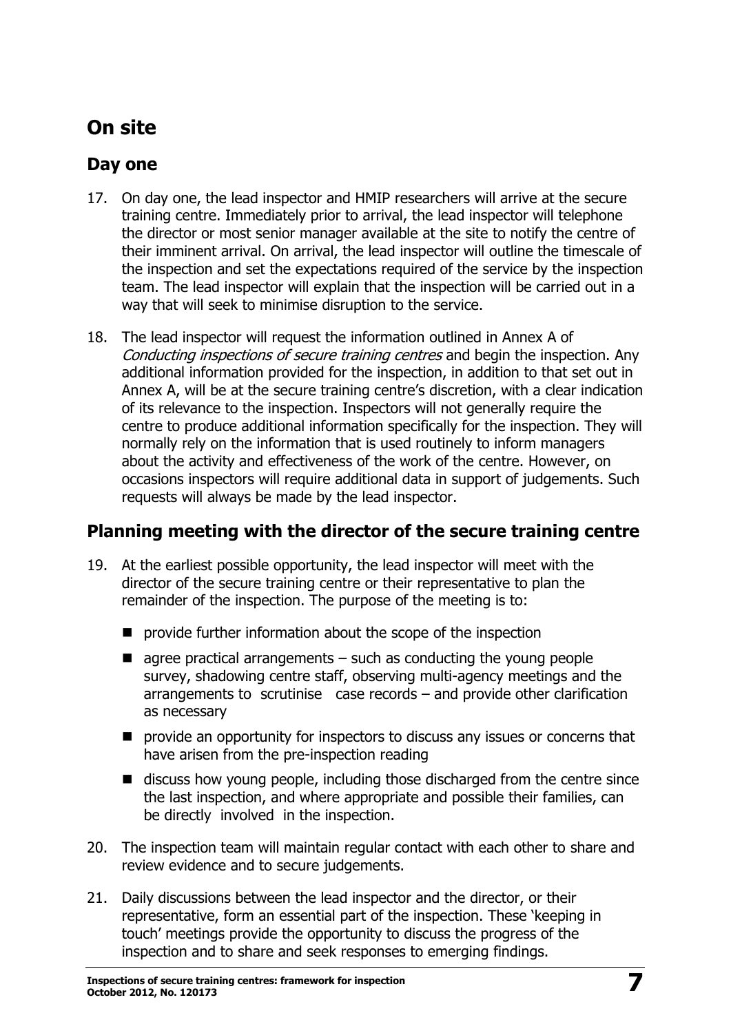## On site

### Day one

17. On day one, the lead inspector and HMIP researchers will arrive at the secure training centre. Immediately prior to arrival, the lead inspector will telephone the director or most senior manager available at the site to notify the centre of their imminent arrival. On arrival, the lead inspector will outline the timescale of the inspection and set the expectations required of the service by the inspection team. The lead inspector will explain that the inspection will be carried out in a way that will seek to minimise disruption to the service.

18. The lead inspector will request the information outlined in Annex A of *Conducting inspections of secure training centres* and begin the inspection. Any additional information provided for the inspection, in addition to that set out in Annex A, will be at the secure training centre's discretion, with a clear indication of its relevance to the inspection. Inspectors will not generally require the centre to produce additional information specifically for the inspection. They will normally rely on the information that is used routinely to inform managers about the activity and effectiveness of the work of the centre. However, on occasions inspectors will require additional data in support of judgements. Such requests will always be made by the lead inspector.

### Planning meeting with the director of the secure training centre

19. At the earliest possible opportunity, the lead inspector will meet with the director of the secure training centre or their representative to plan the remainder of the inspection. The purpose of the meeting is to:

    - provide further information about the scope of the inspection
    - agree practical arrangements – such as conducting the young people survey, shadowing centre staff, observing multi-agency meetings and the arrangements to scrutinise case records – and provide other clarification as necessary
    - provide an opportunity for inspectors to discuss any issues or concerns that have arisen from the pre-inspection reading
    - discuss how young people, including those discharged from the centre since the last inspection, and where appropriate and possible their families, can be directly involved in the inspection.

20. The inspection team will maintain regular contact with each other to share and review evidence and to secure judgements.

21. Daily discussions between the lead inspector and the director, or their representative, form an essential part of the inspection. These 'keeping in touch' meetings provide the opportunity to discuss the progress of the inspection and to share and seek responses to emerging findings.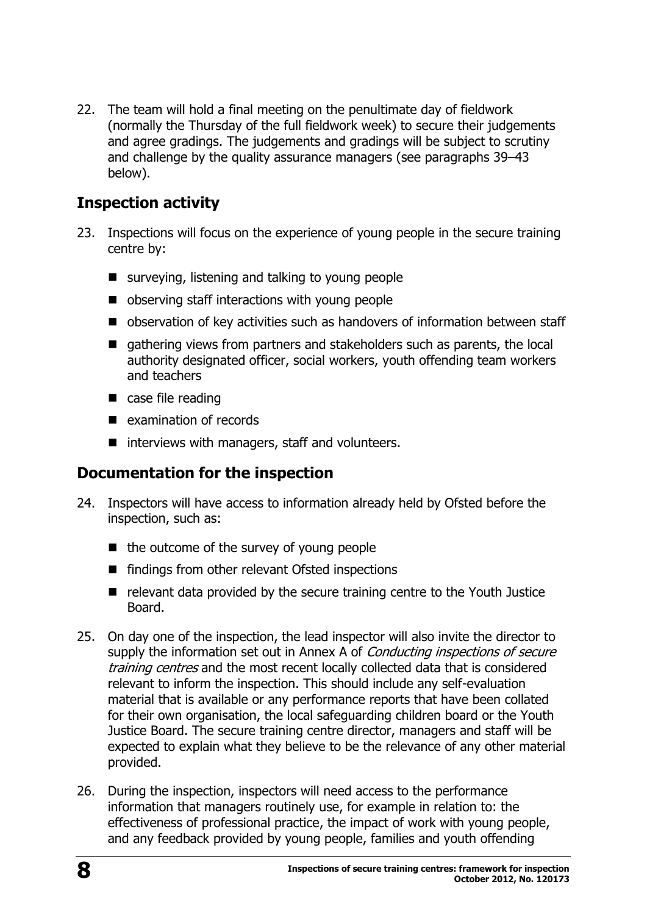22. The team will hold a final meeting on the penultimate day of fieldwork (normally the Thursday of the full fieldwork week) to secure their judgements and agree gradings. The judgements and gradings will be subject to scrutiny and challenge by the quality assurance managers (see paragraphs 39–43 below).

## Inspection activity

23. Inspections will focus on the experience of young people in the secure training centre by:
    - surveying, listening and talking to young people
    - observing staff interactions with young people
    - observation of key activities such as handovers of information between staff
    - gathering views from partners and stakeholders such as parents, the local authority designated officer, social workers, youth offending team workers and teachers
    - case file reading
    - examination of records
    - interviews with managers, staff and volunteers.

## Documentation for the inspection

24. Inspectors will have access to information already held by Ofsted before the inspection, such as:
    - the outcome of the survey of young people
    - findings from other relevant Ofsted inspections
    - relevant data provided by the secure training centre to the Youth Justice Board.

25. On day one of the inspection, the lead inspector will also invite the director to supply the information set out in Annex A of *Conducting inspections of secure training centres* and the most recent locally collected data that is considered relevant to inform the inspection. This should include any self-evaluation material that is available or any performance reports that have been collated for their own organisation, the local safeguarding children board or the Youth Justice Board. The secure training centre director, managers and staff will be expected to explain what they believe to be the relevance of any other material provided.

26. During the inspection, inspectors will need access to the performance information that managers routinely use, for example in relation to: the effectiveness of professional practice, the impact of work with young people, and any feedback provided by young people, families and youth offending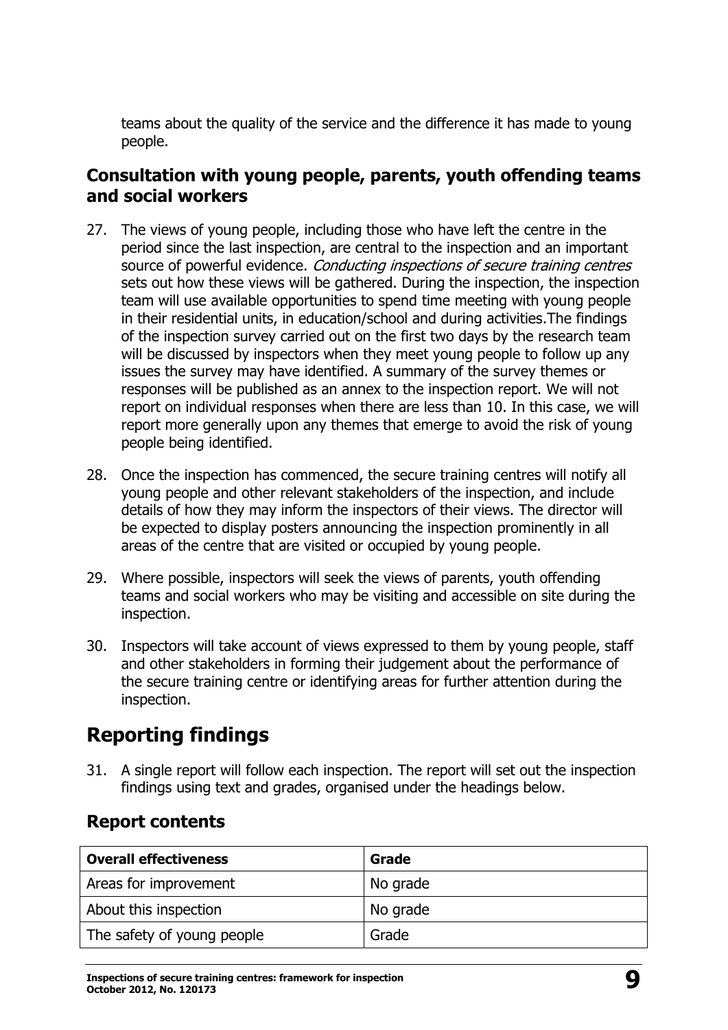teams about the quality of the service and the difference it has made to young people.

### Consultation with young people, parents, youth offending teams and social workers

27. The views of young people, including those who have left the centre in the period since the last inspection, are central to the inspection and an important source of powerful evidence. *Conducting inspections of secure training centres* sets out how these views will be gathered. During the inspection, the inspection team will use available opportunities to spend time meeting with young people in their residential units, in education/school and during activities.The findings of the inspection survey carried out on the first two days by the research team will be discussed by inspectors when they meet young people to follow up any issues the survey may have identified. A summary of the survey themes or responses will be published as an annex to the inspection report. We will not report on individual responses when there are less than 10. In this case, we will report more generally upon any themes that emerge to avoid the risk of young people being identified.

28. Once the inspection has commenced, the secure training centres will notify all young people and other relevant stakeholders of the inspection, and include details of how they may inform the inspectors of their views. The director will be expected to display posters announcing the inspection prominently in all areas of the centre that are visited or occupied by young people.

29. Where possible, inspectors will seek the views of parents, youth offending teams and social workers who may be visiting and accessible on site during the inspection.

30. Inspectors will take account of views expressed to them by young people, staff and other stakeholders in forming their judgement about the performance of the secure training centre or identifying areas for further attention during the inspection.

## Reporting findings

31. A single report will follow each inspection. The report will set out the inspection findings using text and grades, organised under the headings below.

### Report contents

| **Overall effectiveness** | **Grade** |
| --- | --- |
| Areas for improvement | No grade |
| About this inspection | No grade |
| The safety of young people | Grade |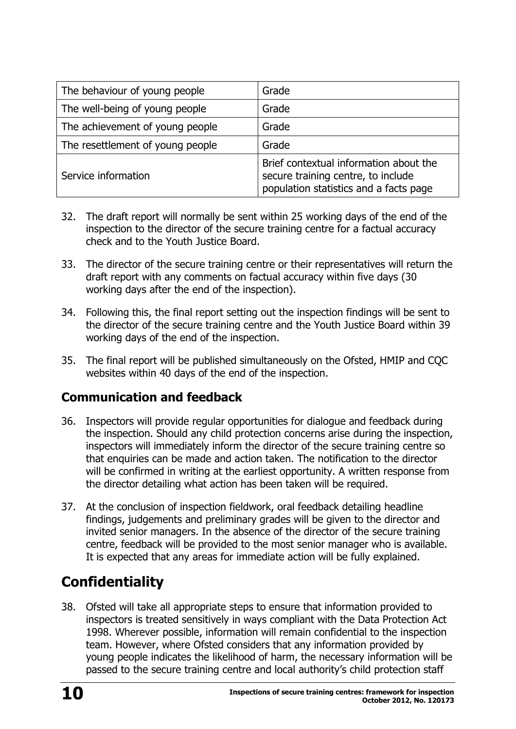| The behaviour of young people | Grade |
|---|---|
| The well-being of young people | Grade |
| The achievement of young people | Grade |
| The resettlement of young people | Grade |
| Service information | Brief contextual information about the secure training centre, to include population statistics and a facts page |

32. The draft report will normally be sent within 25 working days of the end of the inspection to the director of the secure training centre for a factual accuracy check and to the Youth Justice Board.

33. The director of the secure training centre or their representatives will return the draft report with any comments on factual accuracy within five days (30 working days after the end of the inspection).

34. Following this, the final report setting out the inspection findings will be sent to the director of the secure training centre and the Youth Justice Board within 39 working days of the end of the inspection.

35. The final report will be published simultaneously on the Ofsted, HMIP and CQC websites within 40 days of the end of the inspection.

### Communication and feedback

36. Inspectors will provide regular opportunities for dialogue and feedback during the inspection. Should any child protection concerns arise during the inspection, inspectors will immediately inform the director of the secure training centre so that enquiries can be made and action taken. The notification to the director will be confirmed in writing at the earliest opportunity. A written response from the director detailing what action has been taken will be required.

37. At the conclusion of inspection fieldwork, oral feedback detailing headline findings, judgements and preliminary grades will be given to the director and invited senior managers. In the absence of the director of the secure training centre, feedback will be provided to the most senior manager who is available. It is expected that any areas for immediate action will be fully explained.

## Confidentiality

38. Ofsted will take all appropriate steps to ensure that information provided to inspectors is treated sensitively in ways compliant with the Data Protection Act 1998. Wherever possible, information will remain confidential to the inspection team. However, where Ofsted considers that any information provided by young people indicates the likelihood of harm, the necessary information will be passed to the secure training centre and local authority's child protection staff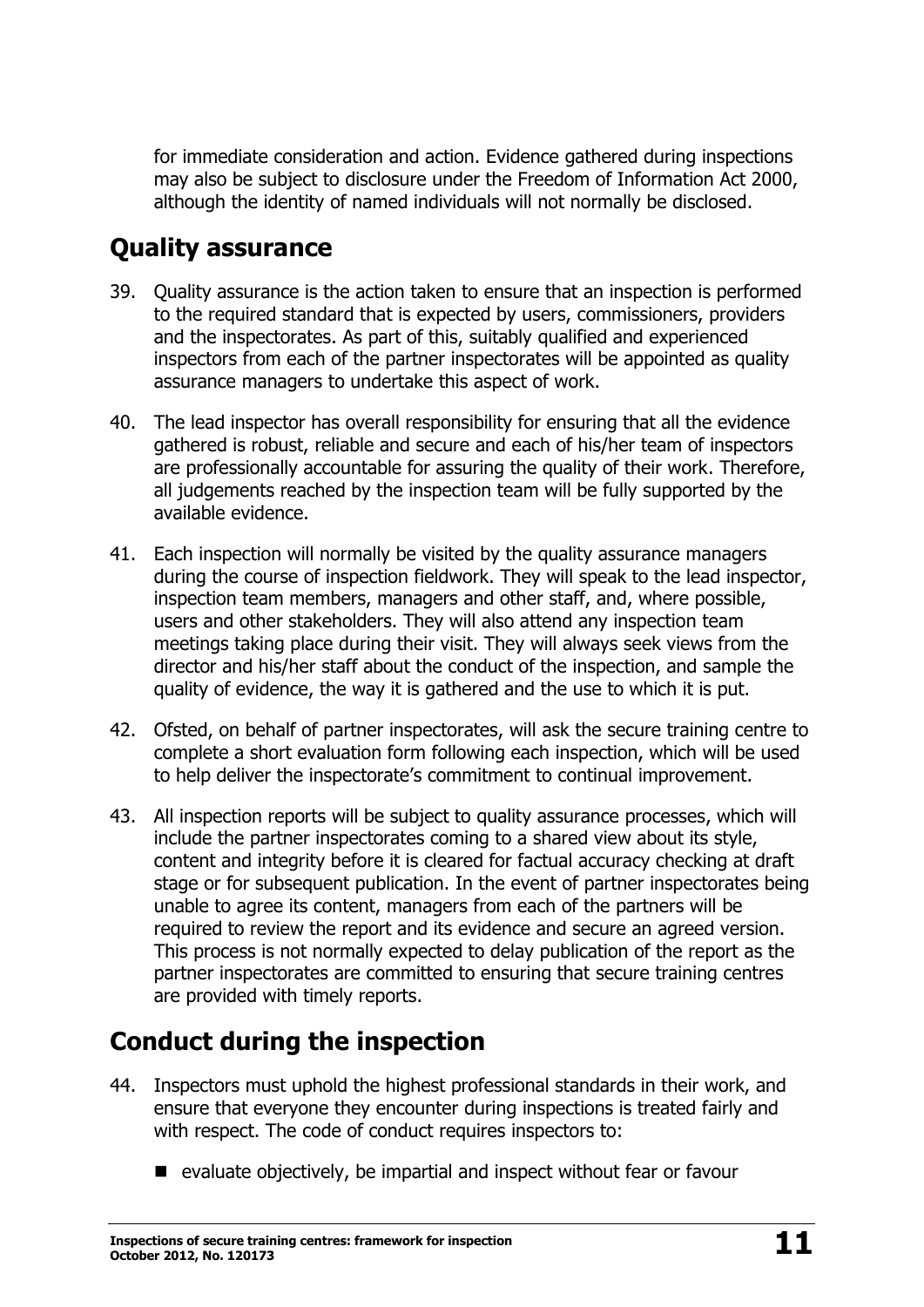for immediate consideration and action. Evidence gathered during inspections may also be subject to disclosure under the Freedom of Information Act 2000, although the identity of named individuals will not normally be disclosed.

## Quality assurance

39. Quality assurance is the action taken to ensure that an inspection is performed to the required standard that is expected by users, commissioners, providers and the inspectorates. As part of this, suitably qualified and experienced inspectors from each of the partner inspectorates will be appointed as quality assurance managers to undertake this aspect of work.

40. The lead inspector has overall responsibility for ensuring that all the evidence gathered is robust, reliable and secure and each of his/her team of inspectors are professionally accountable for assuring the quality of their work. Therefore, all judgements reached by the inspection team will be fully supported by the available evidence.

41. Each inspection will normally be visited by the quality assurance managers during the course of inspection fieldwork. They will speak to the lead inspector, inspection team members, managers and other staff, and, where possible, users and other stakeholders. They will also attend any inspection team meetings taking place during their visit. They will always seek views from the director and his/her staff about the conduct of the inspection, and sample the quality of evidence, the way it is gathered and the use to which it is put.

42. Ofsted, on behalf of partner inspectorates, will ask the secure training centre to complete a short evaluation form following each inspection, which will be used to help deliver the inspectorate's commitment to continual improvement.

43. All inspection reports will be subject to quality assurance processes, which will include the partner inspectorates coming to a shared view about its style, content and integrity before it is cleared for factual accuracy checking at draft stage or for subsequent publication. In the event of partner inspectorates being unable to agree its content, managers from each of the partners will be required to review the report and its evidence and secure an agreed version. This process is not normally expected to delay publication of the report as the partner inspectorates are committed to ensuring that secure training centres are provided with timely reports.

## Conduct during the inspection

44. Inspectors must uphold the highest professional standards in their work, and ensure that everyone they encounter during inspections is treated fairly and with respect. The code of conduct requires inspectors to:

    - evaluate objectively, be impartial and inspect without fear or favour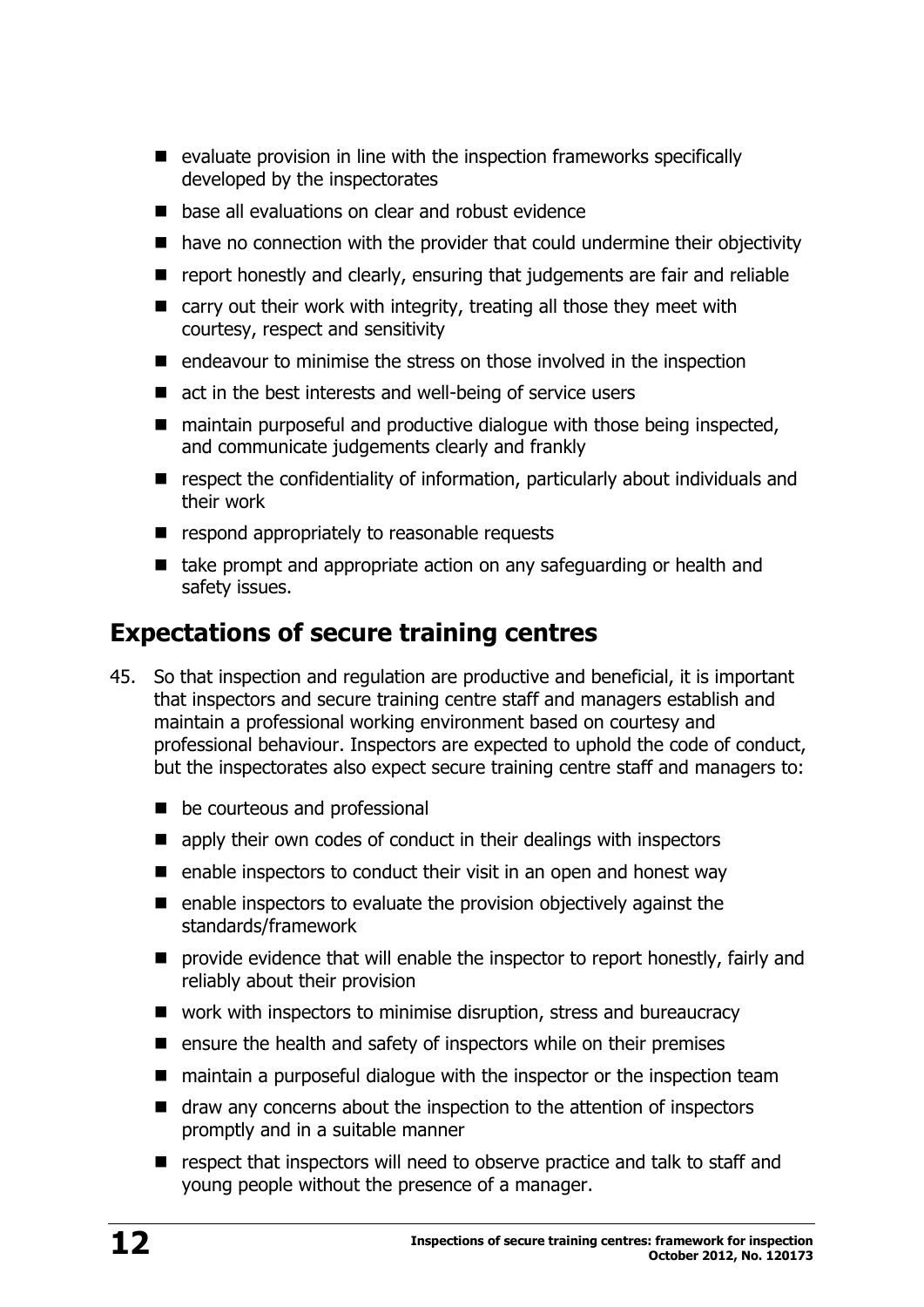- evaluate provision in line with the inspection frameworks specifically developed by the inspectorates
- base all evaluations on clear and robust evidence
- have no connection with the provider that could undermine their objectivity
- report honestly and clearly, ensuring that judgements are fair and reliable
- carry out their work with integrity, treating all those they meet with courtesy, respect and sensitivity
- endeavour to minimise the stress on those involved in the inspection
- act in the best interests and well-being of service users
- maintain purposeful and productive dialogue with those being inspected, and communicate judgements clearly and frankly
- respect the confidentiality of information, particularly about individuals and their work
- respond appropriately to reasonable requests
- take prompt and appropriate action on any safeguarding or health and safety issues.

## Expectations of secure training centres

45. So that inspection and regulation are productive and beneficial, it is important that inspectors and secure training centre staff and managers establish and maintain a professional working environment based on courtesy and professional behaviour. Inspectors are expected to uphold the code of conduct, but the inspectorates also expect secure training centre staff and managers to:

    - be courteous and professional
    - apply their own codes of conduct in their dealings with inspectors
    - enable inspectors to conduct their visit in an open and honest way
    - enable inspectors to evaluate the provision objectively against the standards/framework
    - provide evidence that will enable the inspector to report honestly, fairly and reliably about their provision
    - work with inspectors to minimise disruption, stress and bureaucracy
    - ensure the health and safety of inspectors while on their premises
    - maintain a purposeful dialogue with the inspector or the inspection team
    - draw any concerns about the inspection to the attention of inspectors promptly and in a suitable manner
    - respect that inspectors will need to observe practice and talk to staff and young people without the presence of a manager.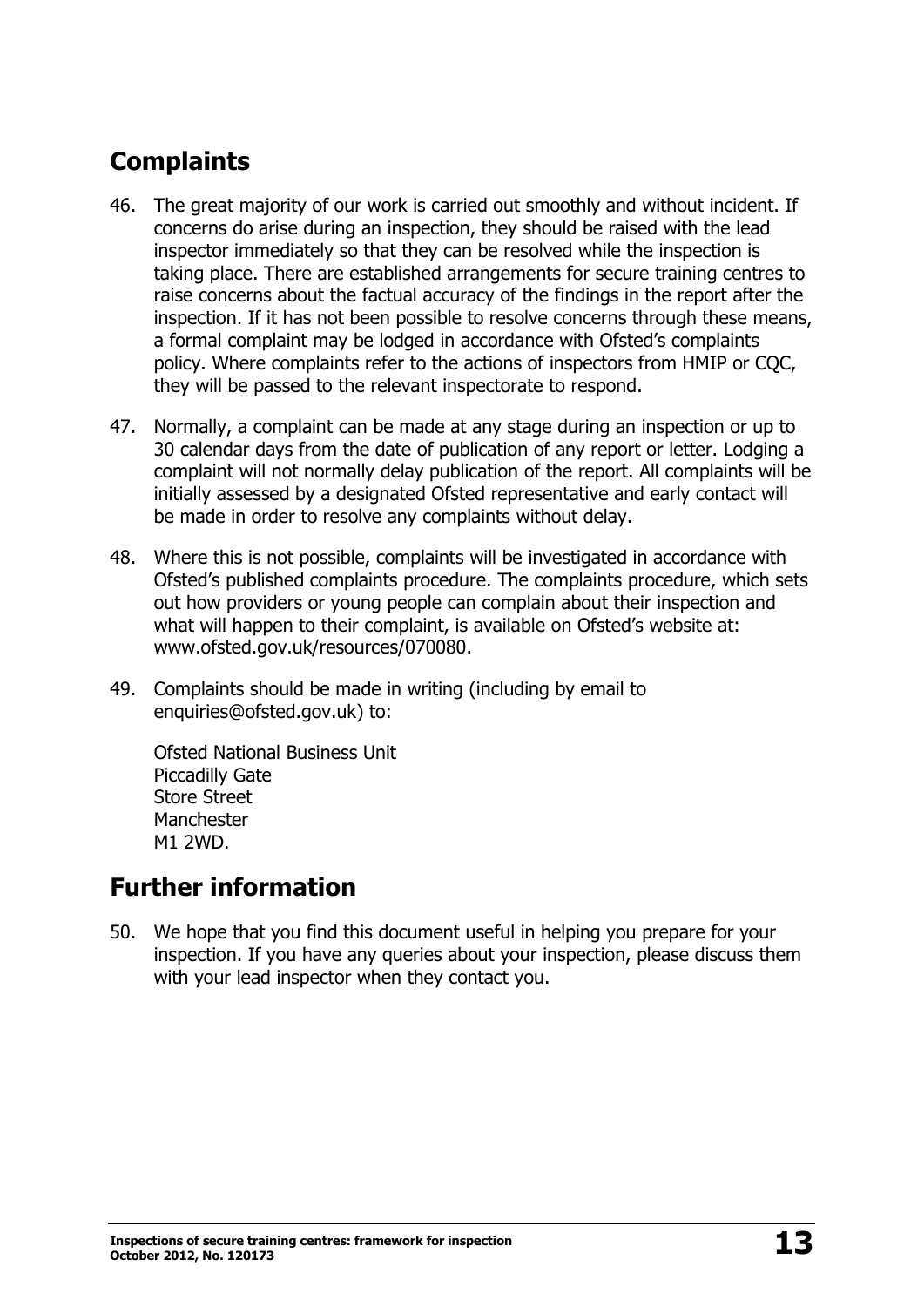## Complaints

46. The great majority of our work is carried out smoothly and without incident. If concerns do arise during an inspection, they should be raised with the lead inspector immediately so that they can be resolved while the inspection is taking place. There are established arrangements for secure training centres to raise concerns about the factual accuracy of the findings in the report after the inspection. If it has not been possible to resolve concerns through these means, a formal complaint may be lodged in accordance with Ofsted's complaints policy. Where complaints refer to the actions of inspectors from HMIP or CQC, they will be passed to the relevant inspectorate to respond.

47. Normally, a complaint can be made at any stage during an inspection or up to 30 calendar days from the date of publication of any report or letter. Lodging a complaint will not normally delay publication of the report. All complaints will be initially assessed by a designated Ofsted representative and early contact will be made in order to resolve any complaints without delay.

48. Where this is not possible, complaints will be investigated in accordance with Ofsted's published complaints procedure. The complaints procedure, which sets out how providers or young people can complain about their inspection and what will happen to their complaint, is available on Ofsted's website at: www.ofsted.gov.uk/resources/070080.

49. Complaints should be made in writing (including by email to enquiries@ofsted.gov.uk) to:

    Ofsted National Business Unit
    Piccadilly Gate
    Store Street
    Manchester
    M1 2WD.

## Further information

50. We hope that you find this document useful in helping you prepare for your inspection. If you have any queries about your inspection, please discuss them with your lead inspector when they contact you.